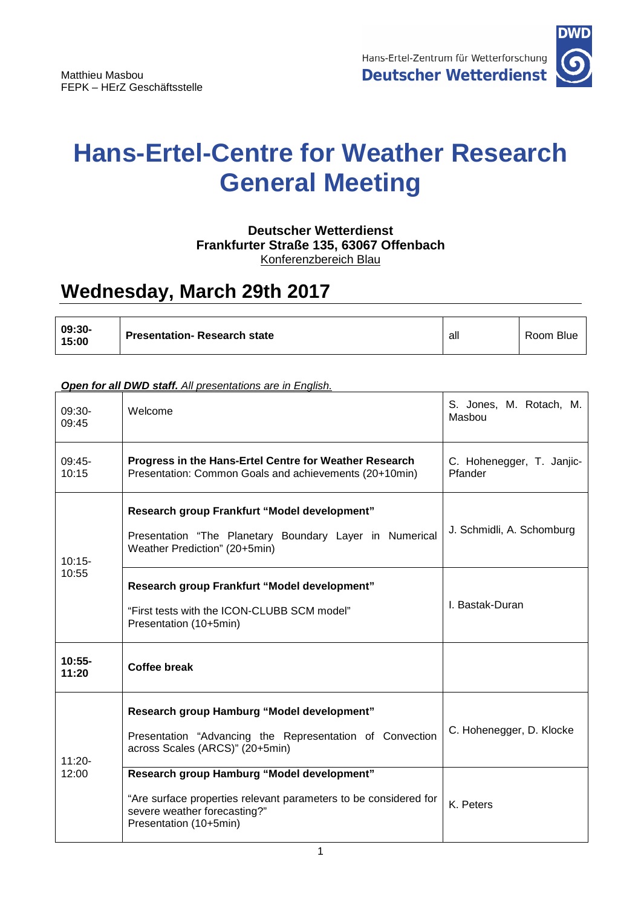Matthieu Masbou
FEPK – HErZ Geschäftsstelle

Hans-Ertel-Zentrum für Wetterforschung
**Deutscher Wetterdienst**

# Hans-Ertel-Centre for Weather Research General Meeting

**Deutscher Wetterdienst**
**Frankfurter Straße 135, 63067 Offenbach**
Konferenzbereich Blau

## Wednesday, March 29th 2017

| **09:30-15:00** | **Presentation- Research state** | all | Room Blue |
|---|---|---|---|

***Open for all DWD staff.*** *All presentations are in English.*

| Time | Topic | Speaker(s) |
|---|---|---|
| 09:30-09:45 | Welcome | S. Jones, M. Rotach, M. Masbou |
| 09:45-10:15 | **Progress in the Hans-Ertel Centre for Weather Research**<br>Presentation: Common Goals and achievements (20+10min) | C. Hohenegger, T. Janjic-Pfander |
| 10:15-10:55 | **Research group Frankfurt "Model development"**<br>Presentation "The Planetary Boundary Layer in Numerical Weather Prediction" (20+5min) | J. Schmidli, A. Schomburg |
| | **Research group Frankfurt "Model development"**<br>"First tests with the ICON-CLUBB SCM model" Presentation (10+5min) | I. Bastak-Duran |
| **10:55-11:20** | **Coffee break** | |
| 11:20-12:00 | **Research group Hamburg "Model development"**<br>Presentation "Advancing the Representation of Convection across Scales (ARCS)" (20+5min) | C. Hohenegger, D. Klocke |
| | **Research group Hamburg "Model development"**<br>"Are surface properties relevant parameters to be considered for severe weather forecasting?"<br>Presentation (10+5min) | K. Peters |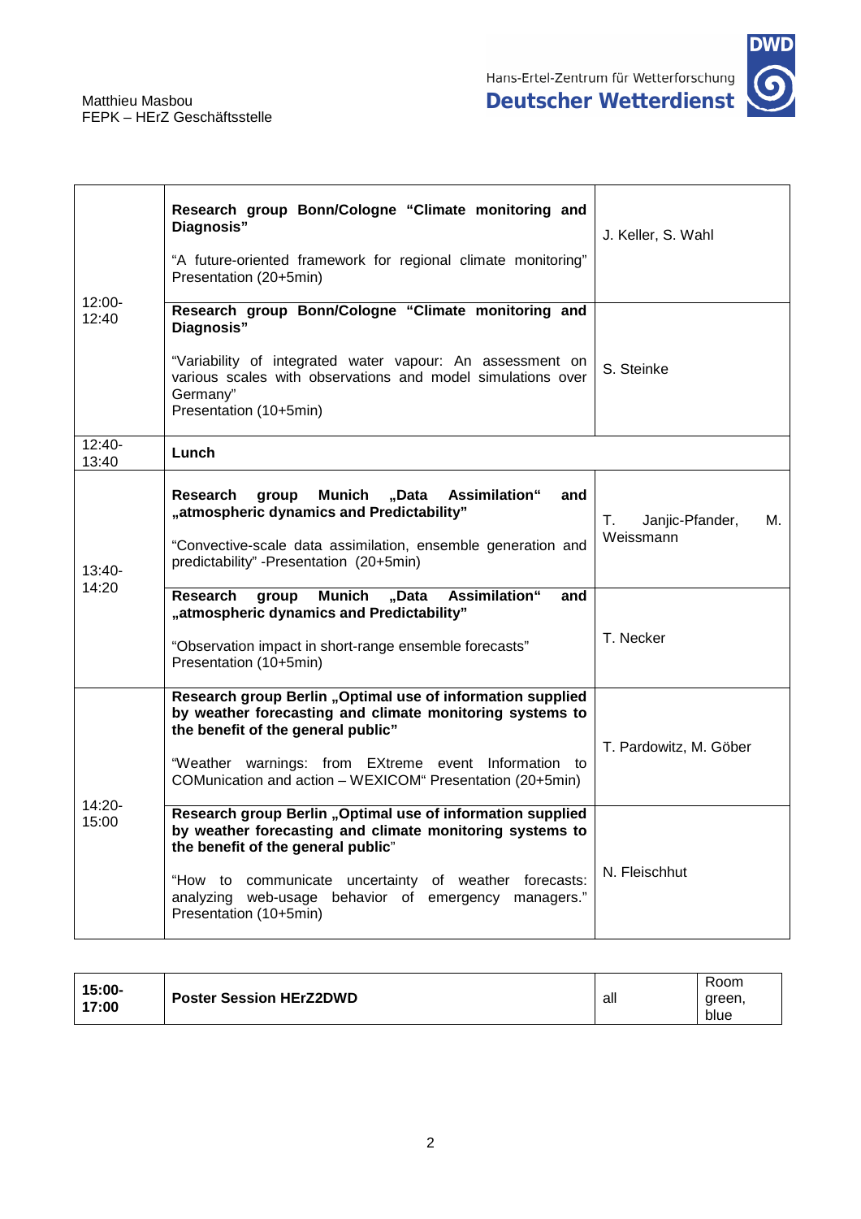Matthieu Masbou
FEPK – HErZ Geschäftsstelle

Hans-Ertel-Zentrum für Wetterforschung
**Deutscher Wetterdienst**

| | | |
|---|---|---|
| 12:00-12:40 | **Research group Bonn/Cologne "Climate monitoring and Diagnosis"**<br><br>"A future-oriented framework for regional climate monitoring" Presentation (20+5min) | J. Keller, S. Wahl |
| | **Research group Bonn/Cologne "Climate monitoring and Diagnosis"**<br><br>"Variability of integrated water vapour: An assessment on various scales with observations and model simulations over Germany"<br>Presentation (10+5min) | S. Steinke |
| 12:40-13:40 | **Lunch** | |
| 13:40-14:20 | **Research group Munich „Data Assimilation" and „atmospheric dynamics and Predictability"**<br><br>"Convective-scale data assimilation, ensemble generation and predictability" -Presentation (20+5min) | T. Janjic-Pfander, M. Weissmann |
| | **Research group Munich „Data Assimilation" and „atmospheric dynamics and Predictability"**<br><br>"Observation impact in short-range ensemble forecasts"<br>Presentation (10+5min) | T. Necker |
| 14:20-15:00 | **Research group Berlin „Optimal use of information supplied by weather forecasting and climate monitoring systems to the benefit of the general public"**<br><br>"Weather warnings: from EXtreme event Information to COMunication and action – WEXICOM" Presentation (20+5min) | T. Pardowitz, M. Göber |
| | **Research group Berlin „Optimal use of information supplied by weather forecasting and climate monitoring systems to the benefit of the general public**"<br><br>"How to communicate uncertainty of weather forecasts: analyzing web-usage behavior of emergency managers."<br>Presentation (10+5min) | N. Fleischhut |

| | | | |
|---|---|---|---|
| **15:00-17:00** | **Poster Session HErZ2DWD** | all | Room green, blue |